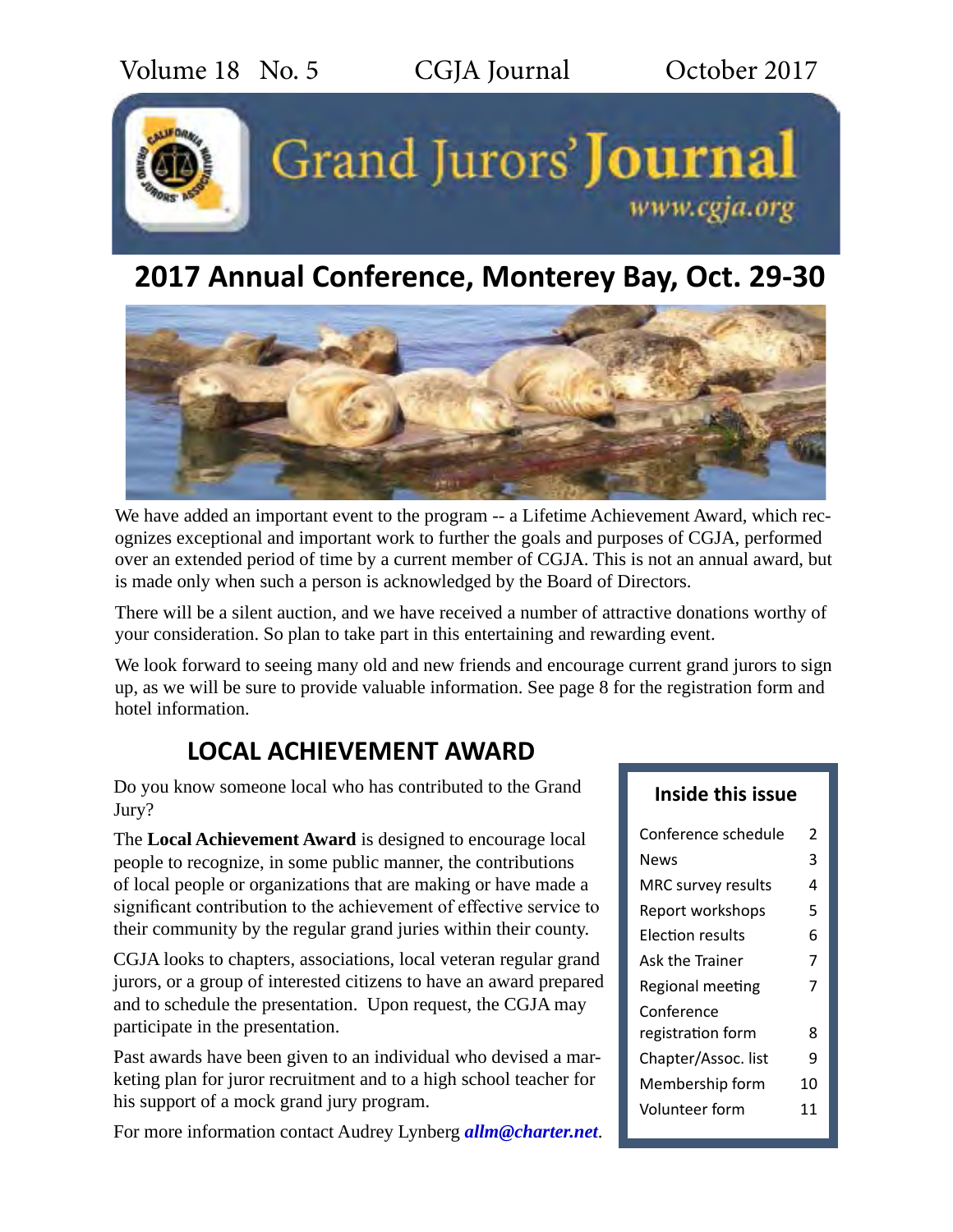Volume 18 No. 5 CGJA Journal October 2017

# Grand Jurors' Journal

www.cgja.org

## 2017 Annual Conference, Monterey Bay, Oct. 29-30

We have added an important event to the program -- a Lifetime Achievement Award, which recognizes exceptional and important work to further the goals and purposes of CGJA, performed over an extended period of time by a current member of CGJA. This is not an annual award, but is made only when such a person is acknowledged by the Board of Directors.

There will be a silent auction, and we have received a number of attractive donations worthy of your consideration. So plan to take part in this entertaining and rewarding event.

We look forward to seeing many old and new friends and encourage current grand jurors to sign up, as we will be sure to provide valuable information. See page 8 for the registration form and hotel information.

## LOCAL ACHIEVEMENT AWARD

Do you know someone local who has contributed to the Grand Jury?

The **Local Achievement Award** is designed to encourage local people to recognize, in some public manner, the contributions of local people or organizations that are making or have made a significant contribution to the achievement of effective service to their community by the regular grand juries within their county.

CGJA looks to chapters, associations, local veteran regular grand jurors, or a group of interested citizens to have an award prepared and to schedule the presentation. Upon request, the CGJA may participate in the presentation.

Past awards have been given to an individual who devised a marketing plan for juror recruitment and to a high school teacher for his support of a mock grand jury program.

For more information contact Audrey Lynberg ***allm@charter.net***.

### Inside this issue

| | |
|---|---|
| Conference schedule | 2 |
| News | 3 |
| MRC survey results | 4 |
| Report workshops | 5 |
| Election results | 6 |
| Ask the Trainer | 7 |
| Regional meeting | 7 |
| Conference registration form | 8 |
| Chapter/Assoc. list | 9 |
| Membership form | 10 |
| Volunteer form | 11 |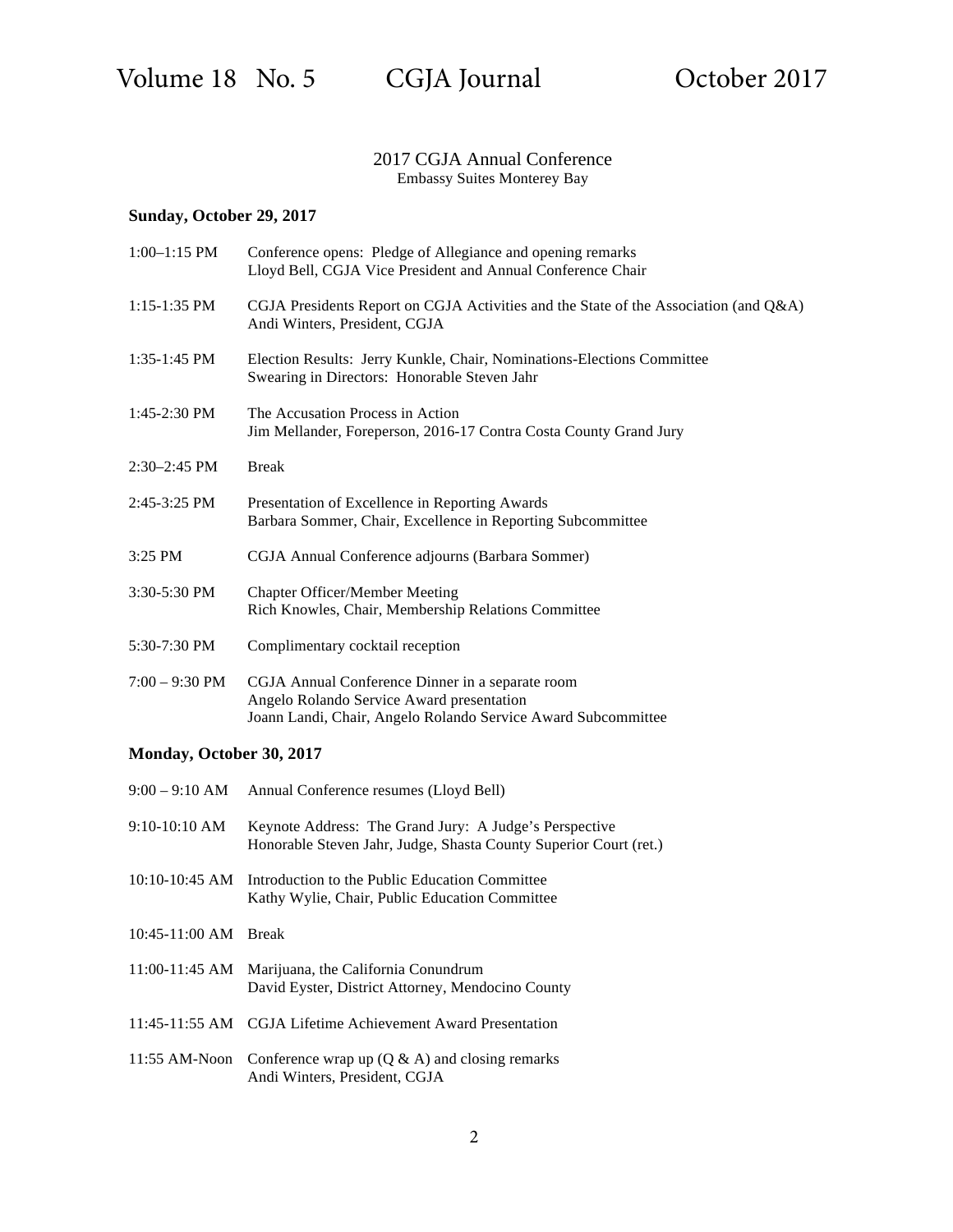## 2017 CGJA Annual Conference

Embassy Suites Monterey Bay

### Sunday, October 29, 2017

| | |
|---|---|
| 1:00–1:15 PM | Conference opens: Pledge of Allegiance and opening remarks<br>Lloyd Bell, CGJA Vice President and Annual Conference Chair |
| 1:15-1:35 PM | CGJA Presidents Report on CGJA Activities and the State of the Association (and Q&A)<br>Andi Winters, President, CGJA |
| 1:35-1:45 PM | Election Results: Jerry Kunkle, Chair, Nominations-Elections Committee<br>Swearing in Directors: Honorable Steven Jahr |
| 1:45-2:30 PM | The Accusation Process in Action<br>Jim Mellander, Foreperson, 2016-17 Contra Costa County Grand Jury |
| 2:30–2:45 PM | Break |
| 2:45-3:25 PM | Presentation of Excellence in Reporting Awards<br>Barbara Sommer, Chair, Excellence in Reporting Subcommittee |
| 3:25 PM | CGJA Annual Conference adjourns (Barbara Sommer) |
| 3:30-5:30 PM | Chapter Officer/Member Meeting<br>Rich Knowles, Chair, Membership Relations Committee |
| 5:30-7:30 PM | Complimentary cocktail reception |
| 7:00 – 9:30 PM | CGJA Annual Conference Dinner in a separate room<br>Angelo Rolando Service Award presentation<br>Joann Landi, Chair, Angelo Rolando Service Award Subcommittee |

### Monday, October 30, 2017

| | |
|---|---|
| 9:00 – 9:10 AM | Annual Conference resumes (Lloyd Bell) |
| 9:10-10:10 AM | Keynote Address: The Grand Jury: A Judge's Perspective<br>Honorable Steven Jahr, Judge, Shasta County Superior Court (ret.) |
| 10:10-10:45 AM | Introduction to the Public Education Committee<br>Kathy Wylie, Chair, Public Education Committee |
| 10:45-11:00 AM | Break |
| 11:00-11:45 AM | Marijuana, the California Conundrum<br>David Eyster, District Attorney, Mendocino County |
| 11:45-11:55 AM | CGJA Lifetime Achievement Award Presentation |
| 11:55 AM-Noon | Conference wrap up (Q & A) and closing remarks<br>Andi Winters, President, CGJA |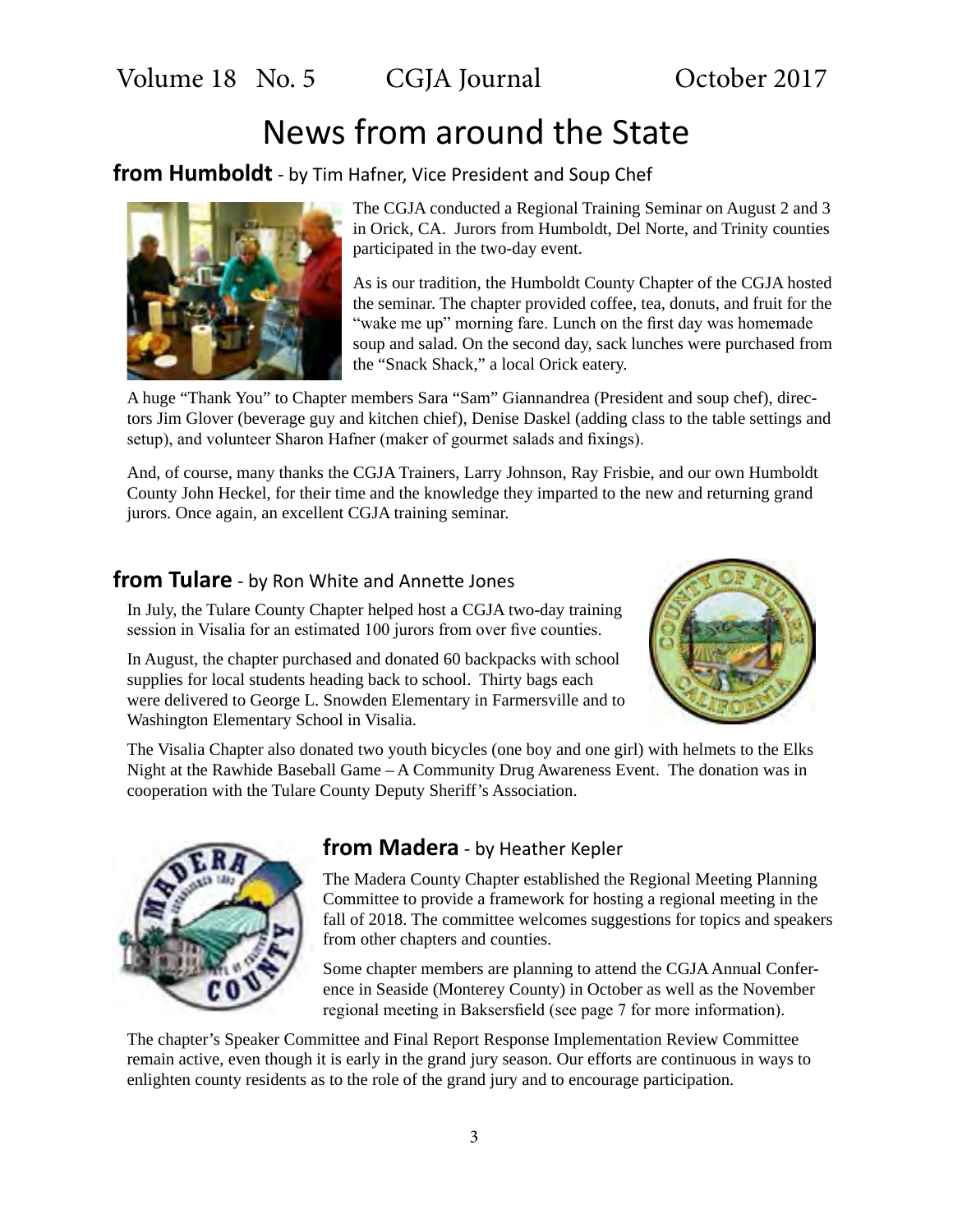# News from around the State

## from Humboldt - by Tim Hafner, Vice President and Soup Chef

The CGJA conducted a Regional Training Seminar on August 2 and 3 in Orick, CA. Jurors from Humboldt, Del Norte, and Trinity counties participated in the two-day event.

As is our tradition, the Humboldt County Chapter of the CGJA hosted the seminar. The chapter provided coffee, tea, donuts, and fruit for the "wake me up" morning fare. Lunch on the first day was homemade soup and salad. On the second day, sack lunches were purchased from the "Snack Shack," a local Orick eatery.

A huge "Thank You" to Chapter members Sara "Sam" Giannandrea (President and soup chef), directors Jim Glover (beverage guy and kitchen chief), Denise Daskel (adding class to the table settings and setup), and volunteer Sharon Hafner (maker of gourmet salads and fixings).

And, of course, many thanks the CGJA Trainers, Larry Johnson, Ray Frisbie, and our own Humboldt County John Heckel, for their time and the knowledge they imparted to the new and returning grand jurors. Once again, an excellent CGJA training seminar.

## from Tulare - by Ron White and Annette Jones

In July, the Tulare County Chapter helped host a CGJA two-day training session in Visalia for an estimated 100 jurors from over five counties.

In August, the chapter purchased and donated 60 backpacks with school supplies for local students heading back to school. Thirty bags each were delivered to George L. Snowden Elementary in Farmersville and to Washington Elementary School in Visalia.

The Visalia Chapter also donated two youth bicycles (one boy and one girl) with helmets to the Elks Night at the Rawhide Baseball Game – A Community Drug Awareness Event. The donation was in cooperation with the Tulare County Deputy Sheriff's Association.

## from Madera - by Heather Kepler

The Madera County Chapter established the Regional Meeting Planning Committee to provide a framework for hosting a regional meeting in the fall of 2018. The committee welcomes suggestions for topics and speakers from other chapters and counties.

Some chapter members are planning to attend the CGJA Annual Conference in Seaside (Monterey County) in October as well as the November regional meeting in Baksersfield (see page 7 for more information).

The chapter's Speaker Committee and Final Report Response Implementation Review Committee remain active, even though it is early in the grand jury season. Our efforts are continuous in ways to enlighten county residents as to the role of the grand jury and to encourage participation.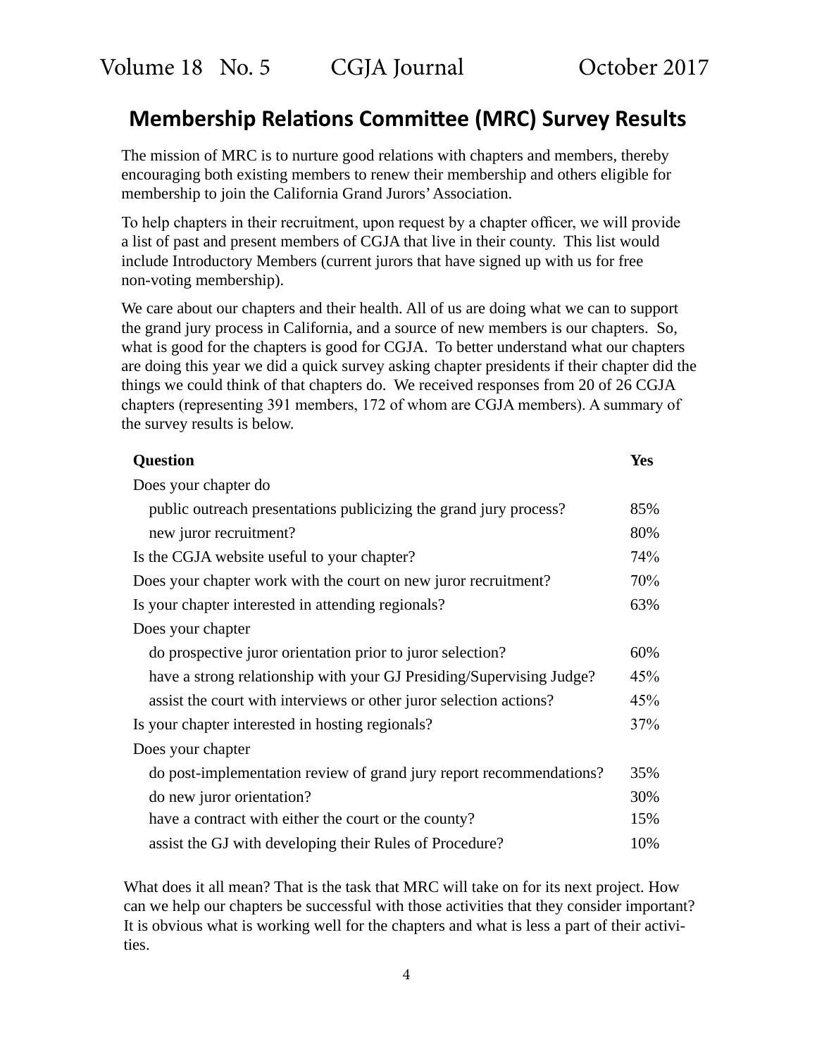## Membership Relations Committee (MRC) Survey Results

The mission of MRC is to nurture good relations with chapters and members, thereby encouraging both existing members to renew their membership and others eligible for membership to join the California Grand Jurors' Association.

To help chapters in their recruitment, upon request by a chapter officer, we will provide a list of past and present members of CGJA that live in their county. This list would include Introductory Members (current jurors that have signed up with us for free non-voting membership).

We care about our chapters and their health. All of us are doing what we can to support the grand jury process in California, and a source of new members is our chapters. So, what is good for the chapters is good for CGJA. To better understand what our chapters are doing this year we did a quick survey asking chapter presidents if their chapter did the things we could think of that chapters do. We received responses from 20 of 26 CGJA chapters (representing 391 members, 172 of whom are CGJA members). A summary of the survey results is below.

| Question | Yes |
|---|---|
| Does your chapter do | |
| public outreach presentations publicizing the grand jury process? | 85% |
| new juror recruitment? | 80% |
| Is the CGJA website useful to your chapter? | 74% |
| Does your chapter work with the court on new juror recruitment? | 70% |
| Is your chapter interested in attending regionals? | 63% |
| Does your chapter | |
| do prospective juror orientation prior to juror selection? | 60% |
| have a strong relationship with your GJ Presiding/Supervising Judge? | 45% |
| assist the court with interviews or other juror selection actions? | 45% |
| Is your chapter interested in hosting regionals? | 37% |
| Does your chapter | |
| do post-implementation review of grand jury report recommendations? | 35% |
| do new juror orientation? | 30% |
| have a contract with either the court or the county? | 15% |
| assist the GJ with developing their Rules of Procedure? | 10% |

What does it all mean? That is the task that MRC will take on for its next project. How can we help our chapters be successful with those activities that they consider important? It is obvious what is working well for the chapters and what is less a part of their activities.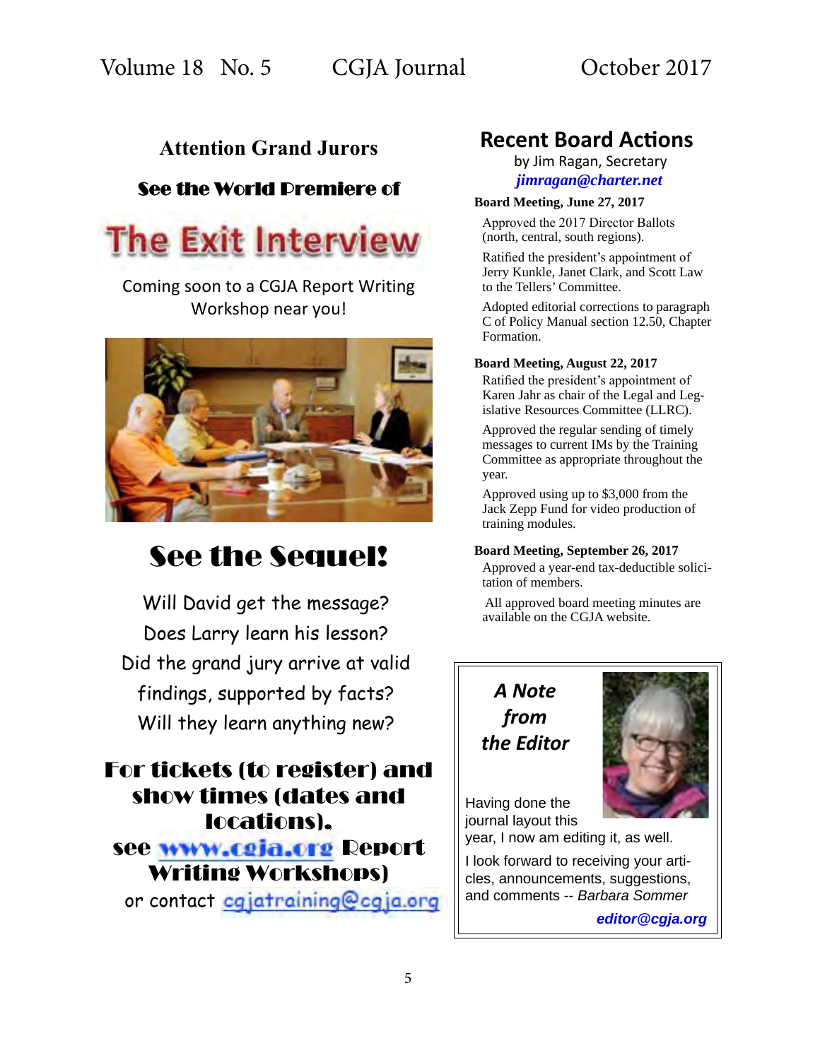## Attention Grand Jurors

### See the World Premiere of

# The Exit Interview

Coming soon to a CGJA Report Writing Workshop near you!

## See the Sequel!

Will David get the message?

Does Larry learn his lesson?

Did the grand jury arrive at valid findings, supported by facts?

Will they learn anything new?

**For tickets (to register) and show times (dates and locations), see www.cgja.org Report Writing Workshops)**

or contact cgjatraining@cgja.org

## Recent Board Actions

by Jim Ragan, Secretary

***jimragan@charter.net***

**Board Meeting, June 27, 2017**

Approved the 2017 Director Ballots (north, central, south regions).

Ratified the president's appointment of Jerry Kunkle, Janet Clark, and Scott Law to the Tellers' Committee.

Adopted editorial corrections to paragraph C of Policy Manual section 12.50, Chapter Formation.

**Board Meeting, August 22, 2017**

Ratified the president's appointment of Karen Jahr as chair of the Legal and Legislative Resources Committee (LLRC).

Approved the regular sending of timely messages to current IMs by the Training Committee as appropriate throughout the year.

Approved using up to $3,000 from the Jack Zepp Fund for video production of training modules.

**Board Meeting, September 26, 2017**

Approved a year-end tax-deductible solicitation of members.

All approved board meeting minutes are available on the CGJA website.

### *A Note from the Editor*

Having done the journal layout this year, I now am editing it, as well.

I look forward to receiving your articles, announcements, suggestions, and comments -- *Barbara Sommer*

***editor@cgja.org***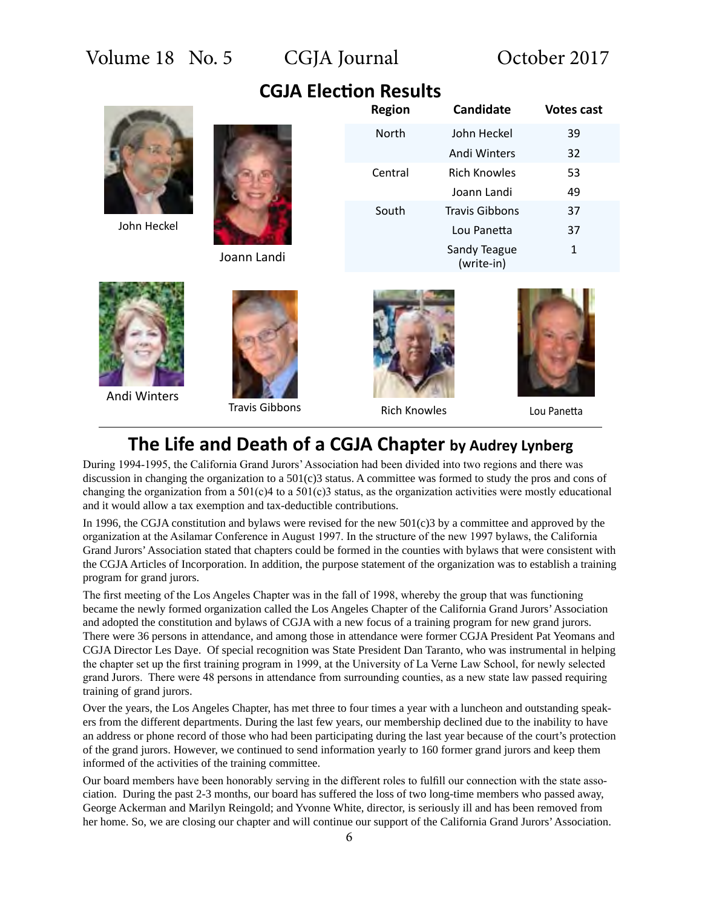## CGJA Election Results

| Region | Candidate | Votes cast |
|---|---|---|
| North | John Heckel | 39 |
| | Andi Winters | 32 |
| Central | Rich Knowles | 53 |
| | Joann Landi | 49 |
| South | Travis Gibbons | 37 |
| | Lou Panetta | 37 |
| | Sandy Teague (write-in) | 1 |

John Heckel

Joann Landi

Andi Winters

Travis Gibbons

Rich Knowles

Lou Panetta

## The Life and Death of a CGJA Chapter by Audrey Lynberg

During 1994-1995, the California Grand Jurors' Association had been divided into two regions and there was discussion in changing the organization to a 501(c)3 status. A committee was formed to study the pros and cons of changing the organization from a 501(c)4 to a 501(c)3 status, as the organization activities were mostly educational and it would allow a tax exemption and tax-deductible contributions.

In 1996, the CGJA constitution and bylaws were revised for the new 501(c)3 by a committee and approved by the organization at the Asilamar Conference in August 1997. In the structure of the new 1997 bylaws, the California Grand Jurors' Association stated that chapters could be formed in the counties with bylaws that were consistent with the CGJA Articles of Incorporation. In addition, the purpose statement of the organization was to establish a training program for grand jurors.

The first meeting of the Los Angeles Chapter was in the fall of 1998, whereby the group that was functioning became the newly formed organization called the Los Angeles Chapter of the California Grand Jurors' Association and adopted the constitution and bylaws of CGJA with a new focus of a training program for new grand jurors. There were 36 persons in attendance, and among those in attendance were former CGJA President Pat Yeomans and CGJA Director Les Daye. Of special recognition was State President Dan Taranto, who was instrumental in helping the chapter set up the first training program in 1999, at the University of La Verne Law School, for newly selected grand Jurors. There were 48 persons in attendance from surrounding counties, as a new state law passed requiring training of grand jurors.

Over the years, the Los Angeles Chapter, has met three to four times a year with a luncheon and outstanding speakers from the different departments. During the last few years, our membership declined due to the inability to have an address or phone record of those who had been participating during the last year because of the court's protection of the grand jurors. However, we continued to send information yearly to 160 former grand jurors and keep them informed of the activities of the training committee.

Our board members have been honorably serving in the different roles to fulfill our connection with the state association. During the past 2-3 months, our board has suffered the loss of two long-time members who passed away, George Ackerman and Marilyn Reingold; and Yvonne White, director, is seriously ill and has been removed from her home. So, we are closing our chapter and will continue our support of the California Grand Jurors' Association.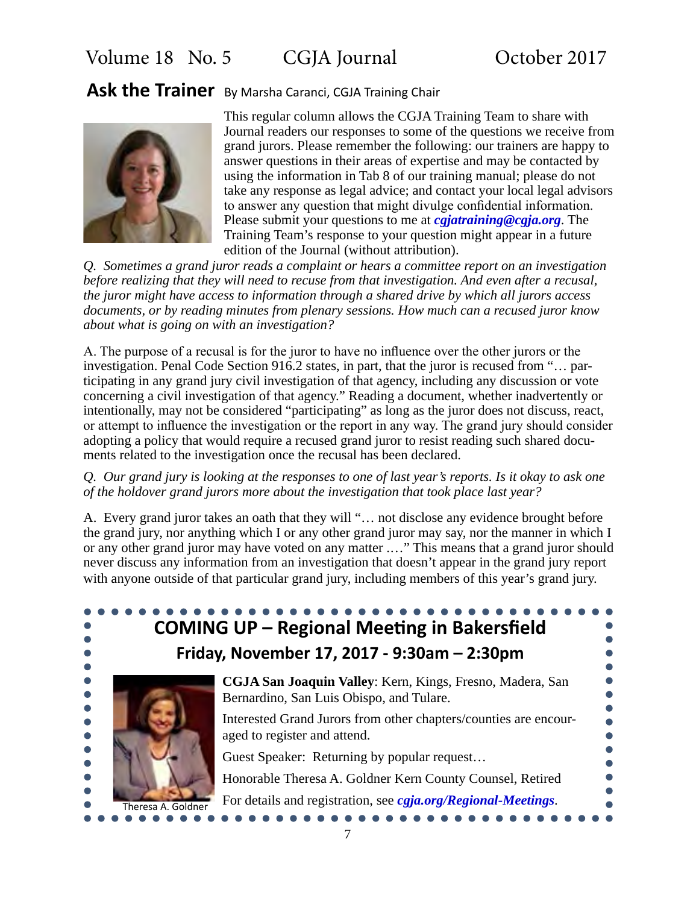## Ask the Trainer

By Marsha Caranci, CGJA Training Chair

This regular column allows the CGJA Training Team to share with Journal readers our responses to some of the questions we receive from grand jurors. Please remember the following: our trainers are happy to answer questions in their areas of expertise and may be contacted by using the information in Tab 8 of our training manual; please do not take any response as legal advice; and contact your local legal advisors to answer any question that might divulge confidential information. Please submit your questions to me at ***cgjatraining@cgja.org***. The Training Team's response to your question might appear in a future edition of the Journal (without attribution).

*Q. Sometimes a grand juror reads a complaint or hears a committee report on an investigation before realizing that they will need to recuse from that investigation. And even after a recusal, the juror might have access to information through a shared drive by which all jurors access documents, or by reading minutes from plenary sessions. How much can a recused juror know about what is going on with an investigation?*

A. The purpose of a recusal is for the juror to have no influence over the other jurors or the investigation. Penal Code Section 916.2 states, in part, that the juror is recused from "… participating in any grand jury civil investigation of that agency, including any discussion or vote concerning a civil investigation of that agency." Reading a document, whether inadvertently or intentionally, may not be considered "participating" as long as the juror does not discuss, react, or attempt to influence the investigation or the report in any way. The grand jury should consider adopting a policy that would require a recused grand juror to resist reading such shared documents related to the investigation once the recusal has been declared.

*Q. Our grand jury is looking at the responses to one of last year's reports. Is it okay to ask one of the holdover grand jurors more about the investigation that took place last year?*

A. Every grand juror takes an oath that they will "… not disclose any evidence brought before the grand jury, nor anything which I or any other grand juror may say, nor the manner in which I or any other grand juror may have voted on any matter .…" This means that a grand juror should never discuss any information from an investigation that doesn't appear in the grand jury report with anyone outside of that particular grand jury, including members of this year's grand jury.

## COMING UP – Regional Meeting in Bakersfield

### Friday, November 17, 2017 - 9:30am – 2:30pm

**CGJA San Joaquin Valley**: Kern, Kings, Fresno, Madera, San Bernardino, San Luis Obispo, and Tulare.

Interested Grand Jurors from other chapters/counties are encouraged to register and attend.

Guest Speaker: Returning by popular request…

Honorable Theresa A. Goldner Kern County Counsel, Retired

For details and registration, see ***cgja.org/Regional-Meetings***.

Theresa A. Goldner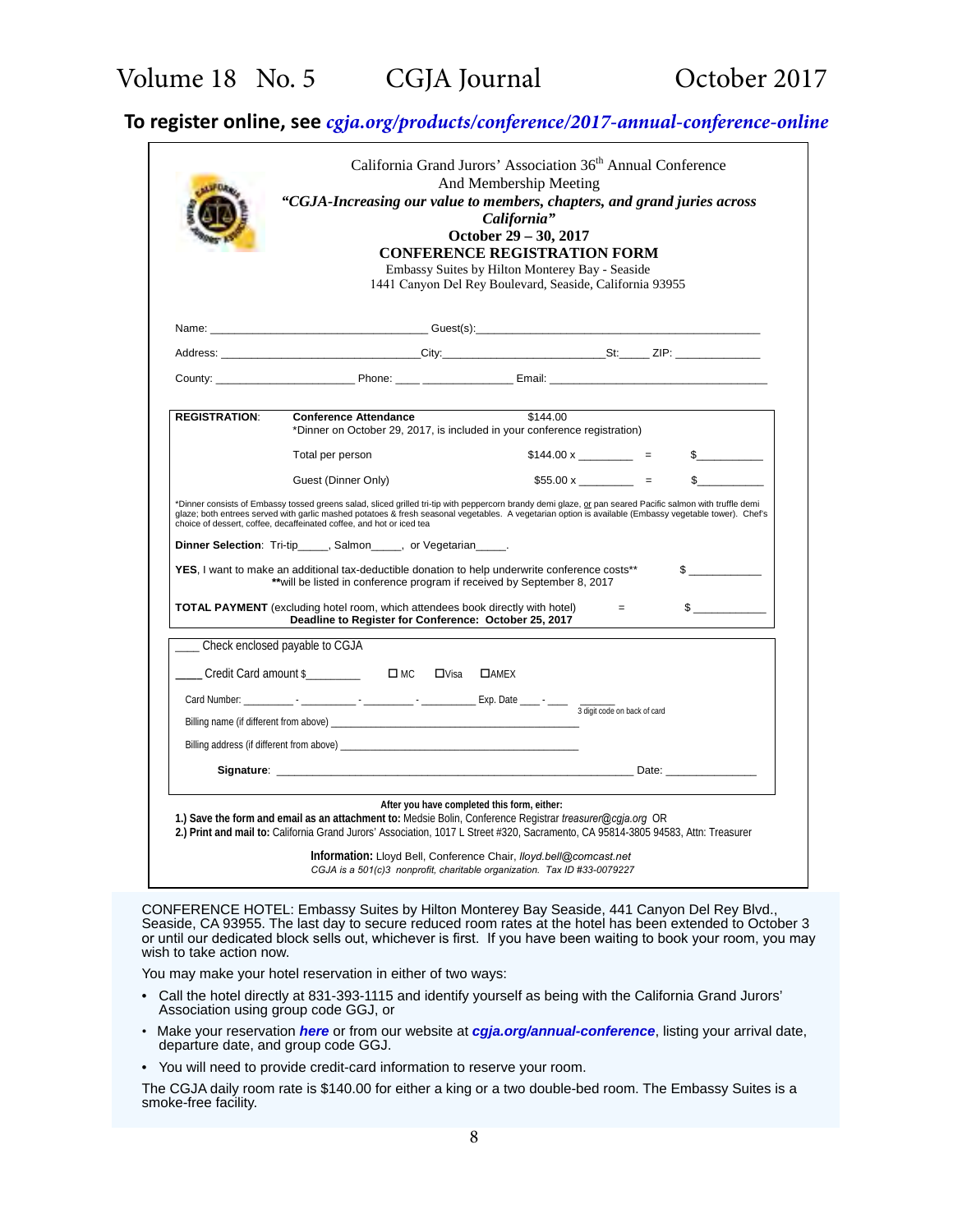**To register online, see** ***cgja.org/products/conference/2017-annual-conference-online***

California Grand Jurors' Association 36th Annual Conference
And Membership Meeting

***"CGJA-Increasing our value to members, chapters, and grand juries across California"***

**October 29 – 30, 2017**

**CONFERENCE REGISTRATION FORM**

Embassy Suites by Hilton Monterey Bay - Seaside
1441 Canyon Del Rey Boulevard, Seaside, California 93955

Name: ________________________________ Guest(s): ____________________________________________

Address: ______________________________ City: ________________________ St: _____ ZIP: _____________

County: ______________________ Phone: ____ ______________ Email: ___________________________________

| **REGISTRATION**: | **Conference Attendance** | $144.00 | | |
|---|---|---|---|---|
| | *Dinner on October 29, 2017, is included in your conference registration) | | | |
| | Total per person | $144.00 x ________ | = | $__________ |
| | Guest (Dinner Only) | $55.00 x ________ | = | $__________ |

*Dinner consists of Embassy tossed greens salad, sliced grilled tri-tip with peppercorn brandy demi glaze, or pan seared Pacific salmon with truffle demi glaze; both entrees served with garlic mashed potatoes & fresh seasonal vegetables. A vegetarian option is available (Embassy vegetable tower). Chef's choice of dessert, coffee, decaffeinated coffee, and hot or iced tea

**Dinner Selection**: Tri-tip_____, Salmon_____, or Vegetarian_____.

**YES**, I want to make an additional tax-deductible donation to help underwrite conference costs** $ ___________
**will be listed in conference program if received by September 8, 2017

**TOTAL PAYMENT** (excluding hotel room, which attendees book directly with hotel) = $ ___________
**Deadline to Register for Conference: October 25, 2017**

____ Check enclosed payable to CGJA

____ Credit Card amount $________ ☐ MC ☐ Visa ☐ AMEX

Card Number: ________ - ________ - ________ - ________ Exp. Date ___ - ___ ______ 3 digit code on back of card

Billing name (if different from above) ________________________________________

Billing address (if different from above) ________________________________________

**Signature**: ________________________________________________________ Date: ______________

**After you have completed this form, either:**

**1.) Save the form and email as an attachment to:** Medsie Bolin, Conference Registrar *treasurer@cgja.org* OR
**2.) Print and mail to:** California Grand Jurors' Association, 1017 L Street #320, Sacramento, CA 95814-3805 94583, Attn: Treasurer

**Information:** Lloyd Bell, Conference Chair, *lloyd.bell@comcast.net*
*CGJA is a 501(c)3 nonprofit, charitable organization. Tax ID #33-0079227*

CONFERENCE HOTEL: Embassy Suites by Hilton Monterey Bay Seaside, 441 Canyon Del Rey Blvd., Seaside, CA 93955. The last day to secure reduced room rates at the hotel has been extended to October 3 or until our dedicated block sells out, whichever is first. If you have been waiting to book your room, you may wish to take action now.

You may make your hotel reservation in either of two ways:

- Call the hotel directly at 831-393-1115 and identify yourself as being with the California Grand Jurors' Association using group code GGJ, or
- Make your reservation ***here*** or from our website at ***cgja.org/annual-conference***, listing your arrival date, departure date, and group code GGJ.
- You will need to provide credit-card information to reserve your room.

The CGJA daily room rate is $140.00 for either a king or a two double-bed room. The Embassy Suites is a smoke-free facility.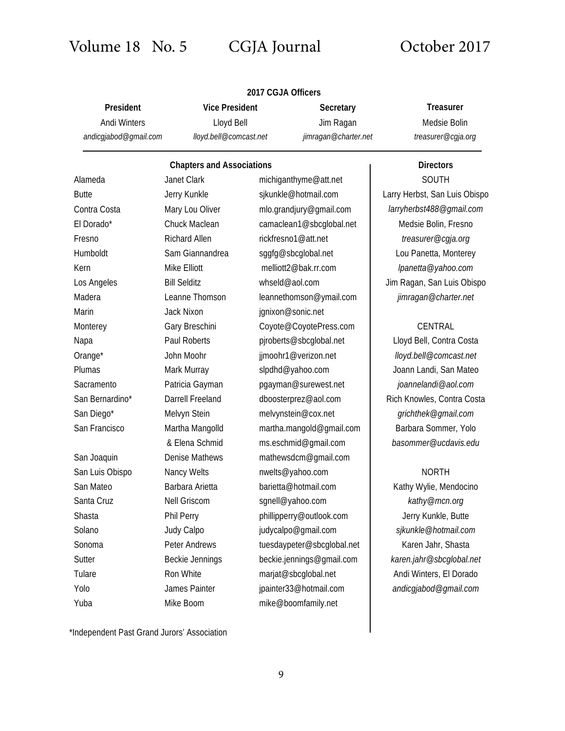**2017 CGJA Officers**

| President | Vice President | Secretary | Treasurer |
| --- | --- | --- | --- |
| Andi Winters | Lloyd Bell | Jim Ragan | Medsie Bolin |
| *andicgjabod@gmail.com* | *lloyd.bell@comcast.net* | *jimragan@charter.net* | *treasurer@cgja.org* |

**Chapters and Associations**

| Chapter | Contact | Email |
| --- | --- | --- |
| Alameda | Janet Clark | michiganthyme@att.net |
| Butte | Jerry Kunkle | sjkunkle@hotmail.com |
| Contra Costa | Mary Lou Oliver | mlo.grandjury@gmail.com |
| El Dorado* | Chuck Maclean | camaclean1@sbcglobal.net |
| Fresno | Richard Allen | rickfresno1@att.net |
| Humboldt | Sam Giannandrea | sggfg@sbcglobal.net |
| Kern | Mike Elliott | melliott2@bak.rr.com |
| Los Angeles | Bill Selditz | whseld@aol.com |
| Madera | Leanne Thomson | leannethomson@ymail.com |
| Marin | Jack Nixon | jgnixon@sonic.net |
| Monterey | Gary Breschini | Coyote@CoyotePress.com |
| Napa | Paul Roberts | pjroberts@sbcglobal.net |
| Orange* | John Moohr | jjmoohr1@verizon.net |
| Plumas | Mark Murray | slpdhd@yahoo.com |
| Sacramento | Patricia Gayman | pgayman@surewest.net |
| San Bernardino* | Darrell Freeland | dboosterprez@aol.com |
| San Diego* | Melvyn Stein | melvynstein@cox.net |
| San Francisco | Martha Mangolld | martha.mangold@gmail.com |
| | & Elena Schmid | ms.eschmid@gmail.com |
| San Joaquin | Denise Mathews | mathewsdcm@gmail.com |
| San Luis Obispo | Nancy Welts | nwelts@yahoo.com |
| San Mateo | Barbara Arietta | barietta@hotmail.com |
| Santa Cruz | Nell Griscom | sgnell@yahoo.com |
| Shasta | Phil Perry | phillipperry@outlook.com |
| Solano | Judy Calpo | judycalpo@gmail.com |
| Sonoma | Peter Andrews | tuesdaypeter@sbcglobal.net |
| Sutter | Beckie Jennings | beckie.jennings@gmail.com |
| Tulare | Ron White | marjat@sbcglobal.net |
| Yolo | James Painter | jpainter33@hotmail.com |
| Yuba | Mike Boom | mike@boomfamily.net |

*Independent Past Grand Jurors' Association

**Directors**

SOUTH

Larry Herbst, San Luis Obispo
*larryherbst488@gmail.com*

Medsie Bolin, Fresno
*treasurer@cgja.org*

Lou Panetta, Monterey
*lpanetta@yahoo.com*

Jim Ragan, San Luis Obispo
*jimragan@charter.net*

CENTRAL

Lloyd Bell, Contra Costa
*lloyd.bell@comcast.net*

Joann Landi, San Mateo
*joannelandi@aol.com*

Rich Knowles, Contra Costa
*grichthek@gmail.com*

Barbara Sommer, Yolo
*basommer@ucdavis.edu*

NORTH

Kathy Wylie, Mendocino
*kathy@mcn.org*

Jerry Kunkle, Butte
*sjkunkle@hotmail.com*

Karen Jahr, Shasta
*karen.jahr@sbcglobal.net*

Andi Winters, El Dorado
*andicgjabod@gmail.com*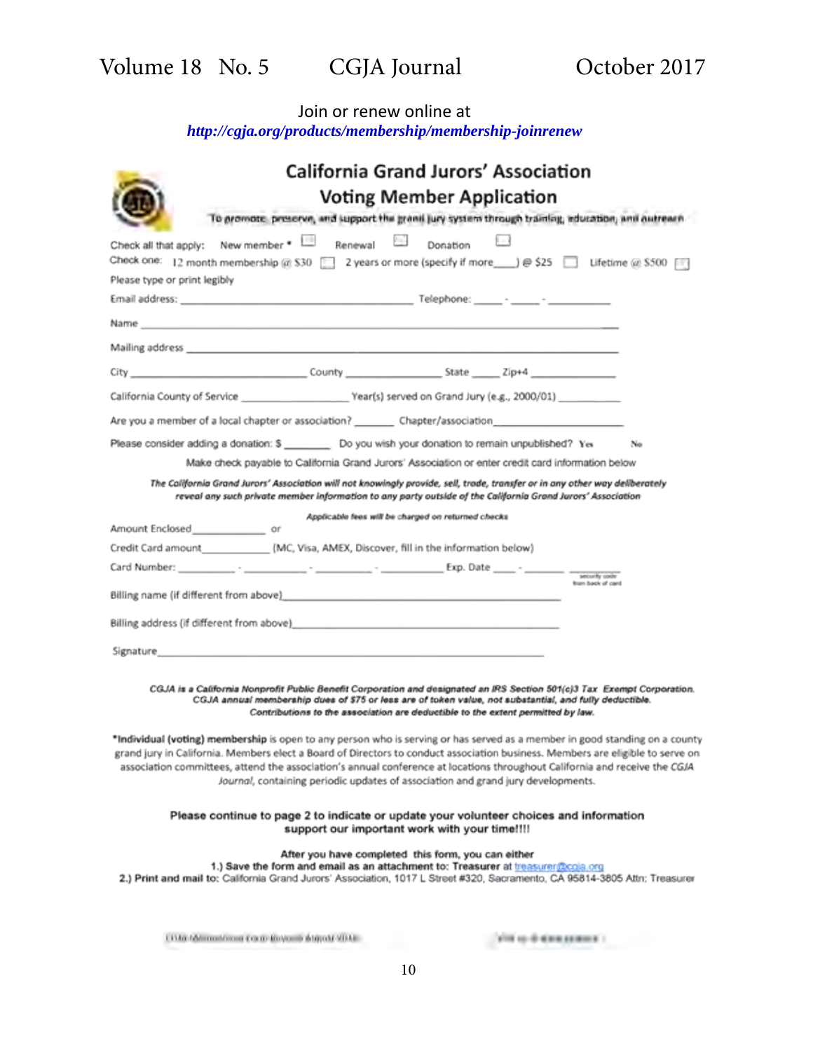Join or renew online at

*http://cgja.org/products/membership/membership-joinrenew*

# California Grand Jurors' Association

## Voting Member Application

To promote, preserve, and support the grand jury system through training, education, and outreach

Check all that apply: New member * ☐ Renewal ☐ Donation ☐

Check one: 12 month membership @ $30 ☐ 2 years or more (specify if more____) @ $25 ☐ Lifetime @ $500 ☐

Please type or print legibly

Email address: ______________________________ Telephone: _____ - _____ - __________

Name ____________________________________________________________

Mailing address ____________________________________________________________

City ______________________ County ______________ State _____ Zip+4 ____________

California County of Service ______________ Year(s) served on Grand Jury (e.g., 2000/01) __________

Are you a member of a local chapter or association? _______ Chapter/association_______________

Please consider adding a donation: $ ________ Do you wish your donation to remain unpublished? Yes No

Make check payable to California Grand Jurors' Association or enter credit card information below

*The California Grand Jurors' Association will not knowingly provide, sell, trade, transfer or in any other way deliberately reveal any such private member information to any party outside of the California Grand Jurors' Association*

*Applicable fees will be charged on returned checks*

Amount Enclosed_____________ or

Credit Card amount____________ (MC, Visa, AMEX, Discover, fill in the information below)

Card Number: _________ - _________ - _________ - _________ Exp. Date ____ - ______ ________ (security code from back of card)

Billing name (if different from above)________________________________________

Billing address (if different from above)________________________________________

Signature____________________________________________________________

***CGJA is a California Nonprofit Public Benefit Corporation and designated an IRS Section 501(c)3 Tax Exempt Corporation. CGJA annual membership dues of $75 or less are of token value, not substantial, and fully deductible. Contributions to the association are deductible to the extent permitted by law.***

***Individual (voting) membership** is open to any person who is serving or has served as a member in good standing on a county grand jury in California. Members elect a Board of Directors to conduct association business. Members are eligible to serve on association committees, attend the association's annual conference at locations throughout California and receive the *CGJA Journal*, containing periodic updates of association and grand jury developments.

**Please continue to page 2 to indicate or update your volunteer choices and information support our important work with your time!!!!**

**After you have completed this form, you can either**

**1.) Save the form and email as an attachment to: Treasurer at** treasurer@cgja.org

**2.) Print and mail to:** California Grand Jurors' Association, 1017 L Street #320, Sacramento, CA 95814-3805 Attn: Treasurer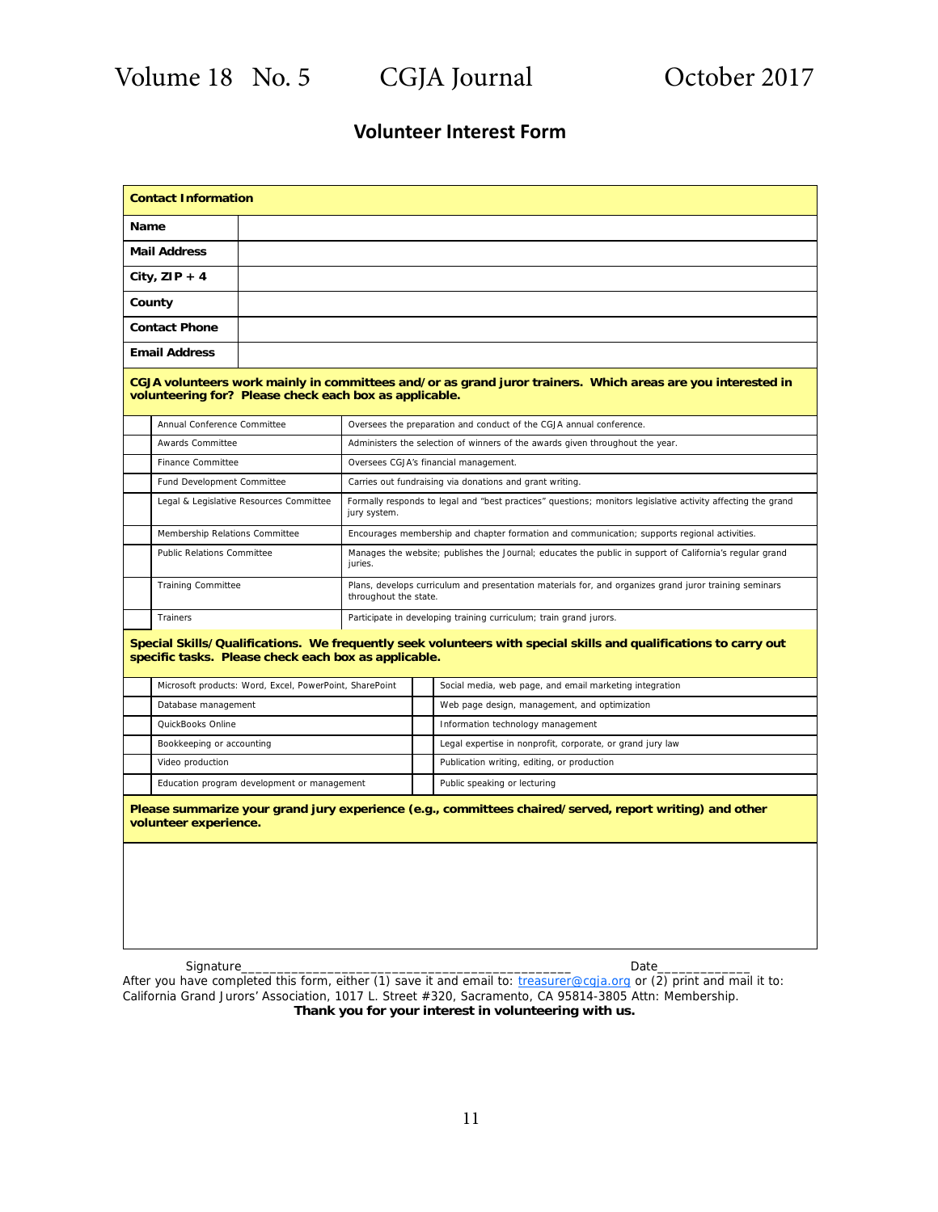## Volunteer Interest Form

| **Contact Information** | |
|---|---|
| **Name** | |
| **Mail Address** | |
| **City, ZIP + 4** | |
| **County** | |
| **Contact Phone** | |
| **Email Address** | |

**CGJA volunteers work mainly in committees and/or as grand juror trainers. Which areas are you interested in volunteering for? Please check each box as applicable.**

| | | |
|---|---|---|
| | Annual Conference Committee | Oversees the preparation and conduct of the CGJA annual conference. |
| | Awards Committee | Administers the selection of winners of the awards given throughout the year. |
| | Finance Committee | Oversees CGJA's financial management. |
| | Fund Development Committee | Carries out fundraising via donations and grant writing. |
| | Legal & Legislative Resources Committee | Formally responds to legal and "best practices" questions; monitors legislative activity affecting the grand jury system. |
| | Membership Relations Committee | Encourages membership and chapter formation and communication; supports regional activities. |
| | Public Relations Committee | Manages the website; publishes the Journal; educates the public in support of California's regular grand juries. |
| | Training Committee | Plans, develops curriculum and presentation materials for, and organizes grand juror training seminars throughout the state. |
| | Trainers | Participate in developing training curriculum; train grand jurors. |

**Special Skills/Qualifications. We frequently seek volunteers with special skills and qualifications to carry out specific tasks. Please check each box as applicable.**

| | | | |
|---|---|---|---|
| | Microsoft products: Word, Excel, PowerPoint, SharePoint | | Social media, web page, and email marketing integration |
| | Database management | | Web page design, management, and optimization |
| | QuickBooks Online | | Information technology management |
| | Bookkeeping or accounting | | Legal expertise in nonprofit, corporate, or grand jury law |
| | Video production | | Publication writing, editing, or production |
| | Education program development or management | | Public speaking or lecturing |

**Please summarize your grand jury experience (e.g., committees chaired/served, report writing) and other volunteer experience.**

Signature_______________________________________________ Date_____________

After you have completed this form, either (1) save it and email to: treasurer@cgja.org or (2) print and mail it to: California Grand Jurors' Association, 1017 L. Street #320, Sacramento, CA 95814-3805 Attn: Membership.

**Thank you for your interest in volunteering with us.**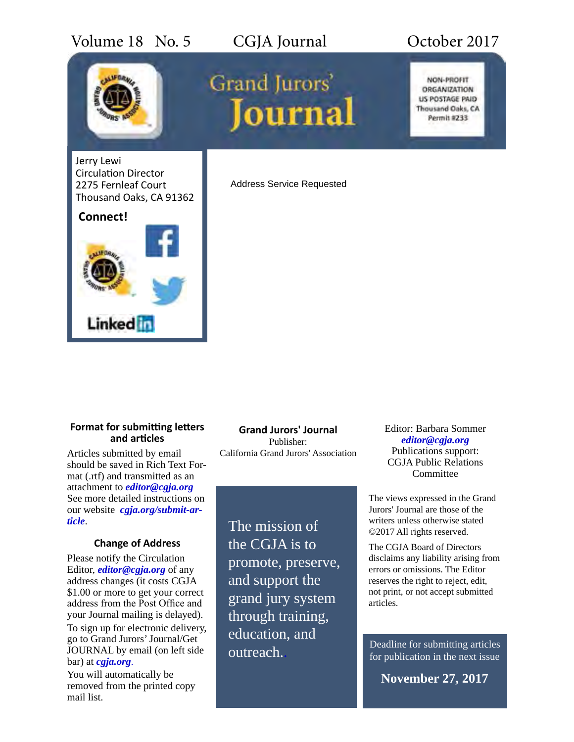# Grand Jurors' Journal

NON-PROFIT ORGANIZATION
US POSTAGE PAID
Thousand Oaks, CA
Permit #233

Jerry Lewi
Circulation Director
2275 Fernleaf Court
Thousand Oaks, CA 91362

**Connect!**

Facebook

Twitter

LinkedIn

Address Service Requested

### Format for submitting letters and articles

Articles submitted by email should be saved in Rich Text Format (.rtf) and transmitted as an attachment to ***editor@cgja.org*** See more detailed instructions on our website ***cgja.org/submit-article***.

### Change of Address

Please notify the Circulation Editor, ***editor@cgja.org*** of any address changes (it costs CGJA $1.00 or more to get your correct address from the Post Office and your Journal mailing is delayed).

To sign up for electronic delivery, go to Grand Jurors' Journal/Get JOURNAL by email (on left side bar) at ***cgja.org***.

You will automatically be removed from the printed copy mail list.

### Grand Jurors' Journal

Publisher:
California Grand Jurors' Association

The mission of the CGJA is to promote, preserve, and support the grand jury system through training, education, and outreach..

Editor: Barbara Sommer
***editor@cgja.org***
Publications support:
CGJA Public Relations Committee

The views expressed in the Grand Jurors' Journal are those of the writers unless otherwise stated ©2017 All rights reserved.

The CGJA Board of Directors disclaims any liability arising from errors or omissions. The Editor reserves the right to reject, edit, not print, or not accept submitted articles.

Deadline for submitting articles for publication in the next issue

**November 27, 2017**